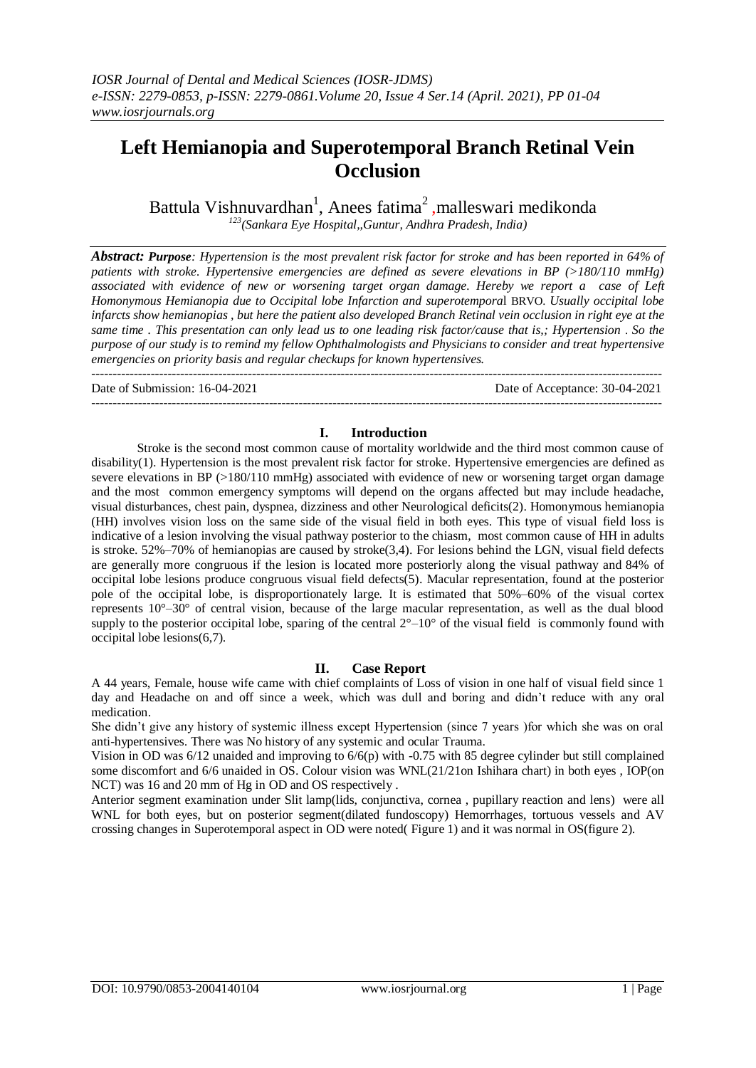# Left Hemianopia and Superotemporal Branch Retinal Vein Occlusion

Battula Vishnuvardhan[1], Anees fatima[2] ,malleswari medikonda

*[123](Sankara Eye Hospital,,Guntur, Andhra Pradesh, India)*

***Abstract:*** ***Purpose****: Hypertension is the most prevalent risk factor for stroke and has been reported in 64% of patients with stroke. Hypertensive emergencies are defined as severe elevations in BP (>180/110 mmHg) associated with evidence of new or worsening target organ damage. Hereby we report a case of Left Homonymous Hemianopia due to Occipital lobe Infarction and superotemporal* BRVO. *Usually occipital lobe infarcts show hemianopias , but here the patient also developed Branch Retinal vein occlusion in right eye at the same time . This presentation can only lead us to one leading risk factor/cause that is,; Hypertension . So the purpose of our study is to remind my fellow Ophthalmologists and Physicians to consider and treat hypertensive emergencies on priority basis and regular checkups for known hypertensives.*

---

Date of Submission: 16-04-2021 Date of Acceptance: 30-04-2021

---

## I. Introduction

Stroke is the second most common cause of mortality worldwide and the third most common cause of disability(1). Hypertension is the most prevalent risk factor for stroke. Hypertensive emergencies are defined as severe elevations in BP (>180/110 mmHg) associated with evidence of new or worsening target organ damage and the most common emergency symptoms will depend on the organs affected but may include headache, visual disturbances, chest pain, dyspnea, dizziness and other Neurological deficits(2). Homonymous hemianopia (HH) involves vision loss on the same side of the visual field in both eyes. This type of visual field loss is indicative of a lesion involving the visual pathway posterior to the chiasm, most common cause of HH in adults is stroke. 52%–70% of hemianopias are caused by stroke(3,4). For lesions behind the LGN, visual field defects are generally more congruous if the lesion is located more posteriorly along the visual pathway and 84% of occipital lobe lesions produce congruous visual field defects(5). Macular representation, found at the posterior pole of the occipital lobe, is disproportionately large. It is estimated that 50%–60% of the visual cortex represents 10°–30° of central vision, because of the large macular representation, as well as the dual blood supply to the posterior occipital lobe, sparing of the central 2°–10° of the visual field is commonly found with occipital lobe lesions(6,7).

## II. Case Report

A 44 years, Female, house wife came with chief complaints of Loss of vision in one half of visual field since 1 day and Headache on and off since a week, which was dull and boring and didn't reduce with any oral medication.

She didn't give any history of systemic illness except Hypertension (since 7 years )for which she was on oral anti-hypertensives. There was No history of any systemic and ocular Trauma.

Vision in OD was 6/12 unaided and improving to 6/6(p) with -0.75 with 85 degree cylinder but still complained some discomfort and 6/6 unaided in OS. Colour vision was WNL(21/21on Ishihara chart) in both eyes , IOP(on NCT) was 16 and 20 mm of Hg in OD and OS respectively .

Anterior segment examination under Slit lamp(lids, conjunctiva, cornea , pupillary reaction and lens) were all WNL for both eyes, but on posterior segment(dilated fundoscopy) Hemorrhages, tortuous vessels and AV crossing changes in Superotemporal aspect in OD were noted( Figure 1) and it was normal in OS(figure 2).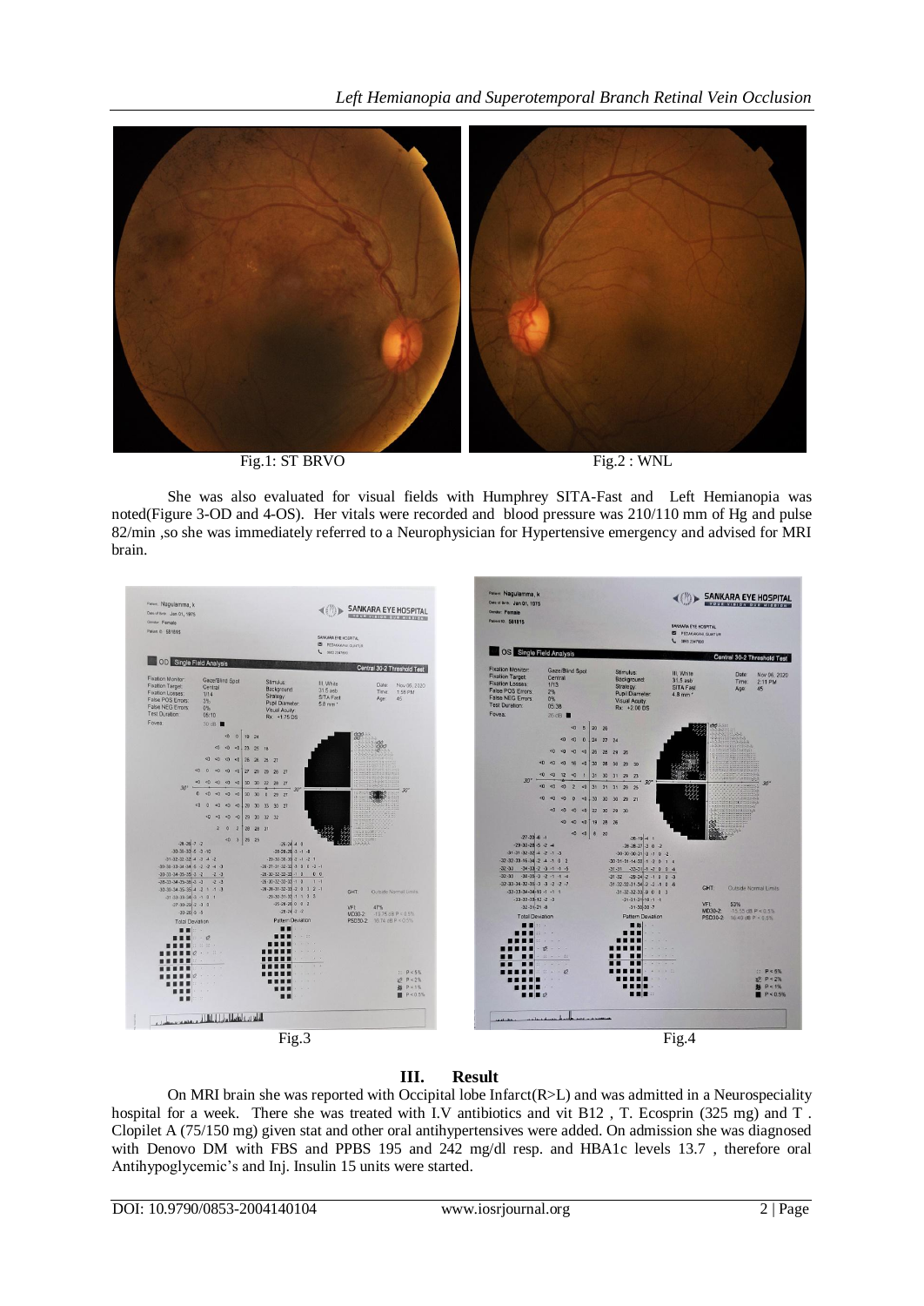Fig.1: ST BRVO

Fig.2 : WNL

She was also evaluated for visual fields with Humphrey SITA-Fast and Left Hemianopia was noted(Figure 3-OD and 4-OS). Her vitals were recorded and blood pressure was 210/110 mm of Hg and pulse 82/min ,so she was immediately referred to a Neurophysician for Hypertensive emergency and advised for MRI brain.

Fig.3

Fig.4

## III. Result

On MRI brain she was reported with Occipital lobe Infarct(R>L) and was admitted in a Neurospeciality hospital for a week. There she was treated with I.V antibiotics and vit B12 , T. Ecosprin (325 mg) and T . Clopilet A (75/150 mg) given stat and other oral antihypertensives were added. On admission she was diagnosed with Denovo DM with FBS and PPBS 195 and 242 mg/dl resp. and HBA1c levels 13.7 , therefore oral Antihypoglycemic's and Inj. Insulin 15 units were started.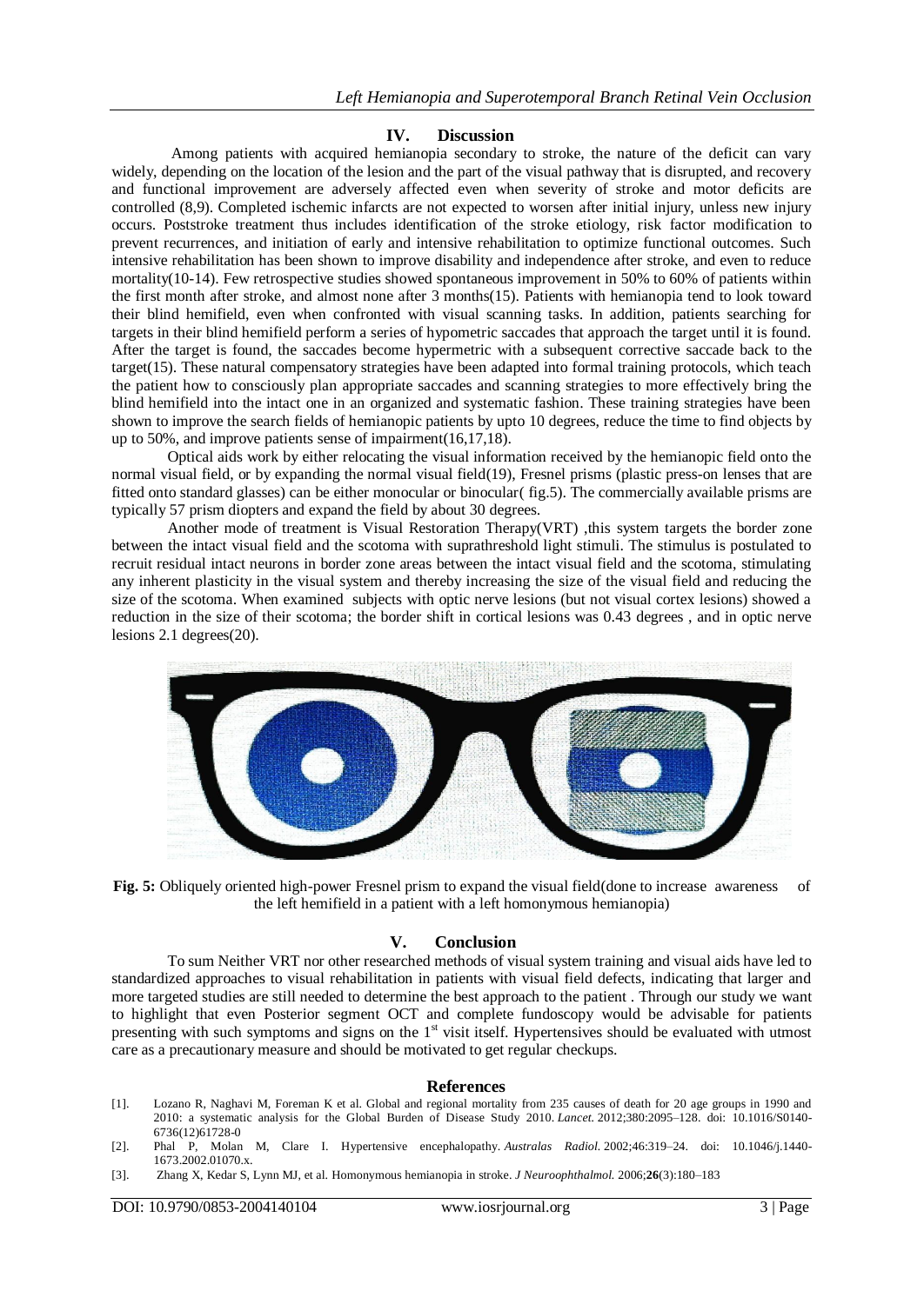## IV. Discussion

Among patients with acquired hemianopia secondary to stroke, the nature of the deficit can vary widely, depending on the location of the lesion and the part of the visual pathway that is disrupted, and recovery and functional improvement are adversely affected even when severity of stroke and motor deficits are controlled (8,9). Completed ischemic infarcts are not expected to worsen after initial injury, unless new injury occurs. Poststroke treatment thus includes identification of the stroke etiology, risk factor modification to prevent recurrences, and initiation of early and intensive rehabilitation to optimize functional outcomes. Such intensive rehabilitation has been shown to improve disability and independence after stroke, and even to reduce mortality(10-14). Few retrospective studies showed spontaneous improvement in 50% to 60% of patients within the first month after stroke, and almost none after 3 months(15). Patients with hemianopia tend to look toward their blind hemifield, even when confronted with visual scanning tasks. In addition, patients searching for targets in their blind hemifield perform a series of hypometric saccades that approach the target until it is found. After the target is found, the saccades become hypermetric with a subsequent corrective saccade back to the target(15). These natural compensatory strategies have been adapted into formal training protocols, which teach the patient how to consciously plan appropriate saccades and scanning strategies to more effectively bring the blind hemifield into the intact one in an organized and systematic fashion. These training strategies have been shown to improve the search fields of hemianopic patients by upto 10 degrees, reduce the time to find objects by up to 50%, and improve patients sense of impairment(16,17,18).

Optical aids work by either relocating the visual information received by the hemianopic field onto the normal visual field, or by expanding the normal visual field(19), Fresnel prisms (plastic press-on lenses that are fitted onto standard glasses) can be either monocular or binocular( fig.5). The commercially available prisms are typically 57 prism diopters and expand the field by about 30 degrees.

Another mode of treatment is Visual Restoration Therapy(VRT) ,this system targets the border zone between the intact visual field and the scotoma with suprathreshold light stimuli. The stimulus is postulated to recruit residual intact neurons in border zone areas between the intact visual field and the scotoma, stimulating any inherent plasticity in the visual system and thereby increasing the size of the visual field and reducing the size of the scotoma. When examined subjects with optic nerve lesions (but not visual cortex lesions) showed a reduction in the size of their scotoma; the border shift in cortical lesions was 0.43 degrees , and in optic nerve lesions 2.1 degrees(20).

**Fig. 5:** Obliquely oriented high-power Fresnel prism to expand the visual field(done to increase awareness of the left hemifield in a patient with a left homonymous hemianopia)

## V. Conclusion

To sum Neither VRT nor other researched methods of visual system training and visual aids have led to standardized approaches to visual rehabilitation in patients with visual field defects, indicating that larger and more targeted studies are still needed to determine the best approach to the patient . Through our study we want to highlight that even Posterior segment OCT and complete fundoscopy would be advisable for patients presenting with such symptoms and signs on the 1st visit itself. Hypertensives should be evaluated with utmost care as a precautionary measure and should be motivated to get regular checkups.

## References

[1]. Lozano R, Naghavi M, Foreman K et al. Global and regional mortality from 235 causes of death for 20 age groups in 1990 and 2010: a systematic analysis for the Global Burden of Disease Study 2010. *Lancet.* 2012;380:2095–128. doi: 10.1016/S0140-6736(12)61728-0

[2]. Phal P, Molan M, Clare I. Hypertensive encephalopathy. *Australas Radiol.* 2002;46:319–24. doi: 10.1046/j.1440-1673.2002.01070.x.

[3]. Zhang X, Kedar S, Lynn MJ, et al. Homonymous hemianopia in stroke. *J Neuroophthalmol.* 2006;**26**(3):180–183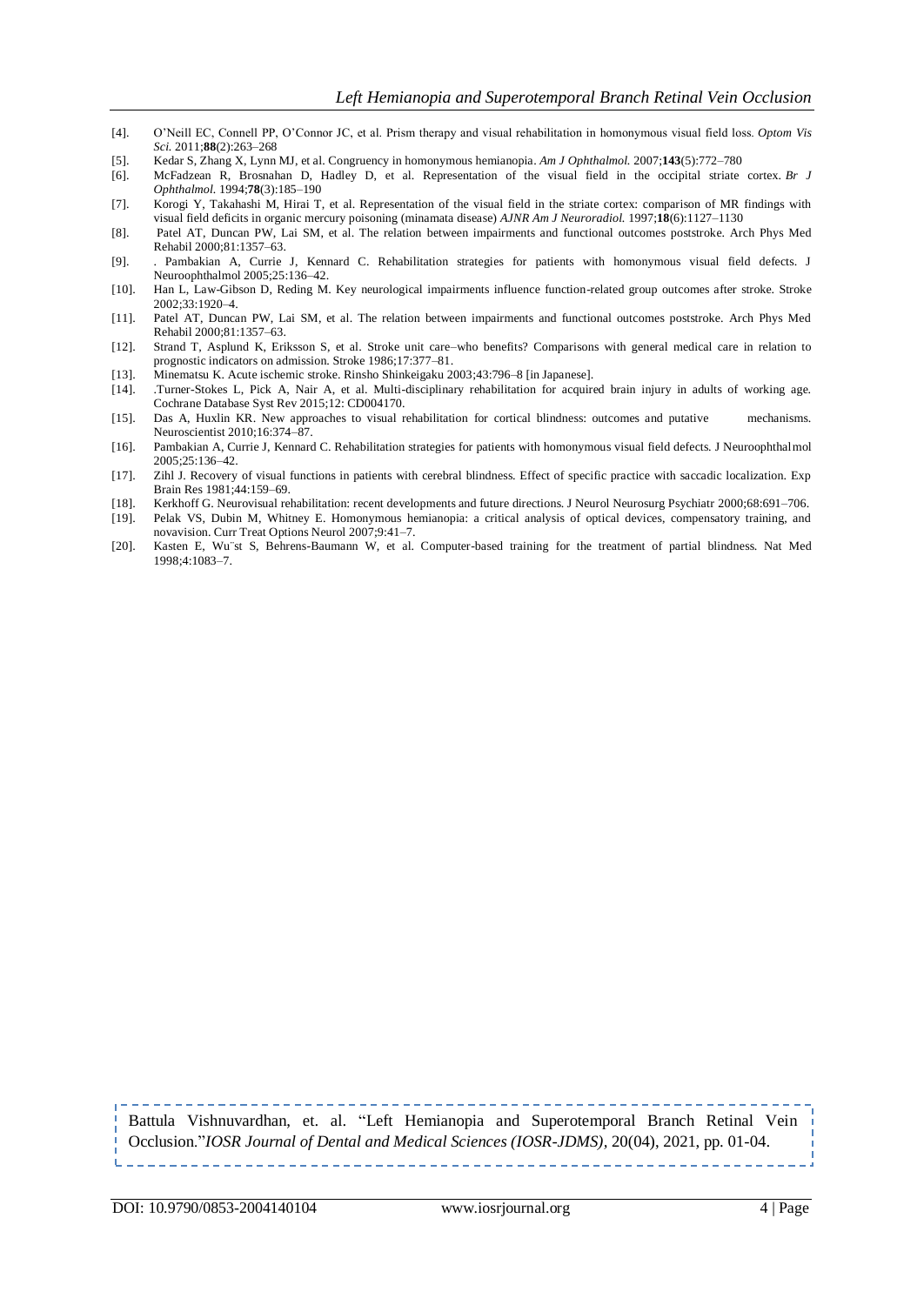[4]. O'Neill EC, Connell PP, O'Connor JC, et al. Prism therapy and visual rehabilitation in homonymous visual field loss. *Optom Vis Sci.* 2011;**88**(2):263–268

[5]. Kedar S, Zhang X, Lynn MJ, et al. Congruency in homonymous hemianopia. *Am J Ophthalmol.* 2007;**143**(5):772–780

[6]. McFadzean R, Brosnahan D, Hadley D, et al. Representation of the visual field in the occipital striate cortex. *Br J Ophthalmol.* 1994;**78**(3):185–190

[7]. Korogi Y, Takahashi M, Hirai T, et al. Representation of the visual field in the striate cortex: comparison of MR findings with visual field deficits in organic mercury poisoning (minamata disease) *AJNR Am J Neuroradiol.* 1997;**18**(6):1127–1130

[8]. Patel AT, Duncan PW, Lai SM, et al. The relation between impairments and functional outcomes poststroke. Arch Phys Med Rehabil 2000;81:1357–63.

[9]. . Pambakian A, Currie J, Kennard C. Rehabilitation strategies for patients with homonymous visual field defects. J Neuroophthalmol 2005;25:136–42.

[10]. Han L, Law-Gibson D, Reding M. Key neurological impairments influence function-related group outcomes after stroke. Stroke 2002;33:1920–4.

[11]. Patel AT, Duncan PW, Lai SM, et al. The relation between impairments and functional outcomes poststroke. Arch Phys Med Rehabil 2000;81:1357–63.

[12]. Strand T, Asplund K, Eriksson S, et al. Stroke unit care–who benefits? Comparisons with general medical care in relation to prognostic indicators on admission. Stroke 1986;17:377–81.

[13]. Minematsu K. Acute ischemic stroke. Rinsho Shinkeigaku 2003;43:796–8 [in Japanese].

[14]. .Turner-Stokes L, Pick A, Nair A, et al. Multi-disciplinary rehabilitation for acquired brain injury in adults of working age. Cochrane Database Syst Rev 2015;12: CD004170.

[15]. Das A, Huxlin KR. New approaches to visual rehabilitation for cortical blindness: outcomes and putative mechanisms. Neuroscientist 2010;16:374–87.

[16]. Pambakian A, Currie J, Kennard C. Rehabilitation strategies for patients with homonymous visual field defects. J Neuroophthalmol 2005;25:136–42.

[17]. Zihl J. Recovery of visual functions in patients with cerebral blindness. Effect of specific practice with saccadic localization. Exp Brain Res 1981;44:159–69.

[18]. Kerkhoff G. Neurovisual rehabilitation: recent developments and future directions. J Neurol Neurosurg Psychiatr 2000;68:691–706.

[19]. Pelak VS, Dubin M, Whitney E. Homonymous hemianopia: a critical analysis of optical devices, compensatory training, and novavision. Curr Treat Options Neurol 2007;9:41–7.

[20]. Kasten E, Wu¨st S, Behrens-Baumann W, et al. Computer-based training for the treatment of partial blindness. Nat Med 1998;4:1083–7.

Battula Vishnuvardhan, et. al. "Left Hemianopia and Superotemporal Branch Retinal Vein Occlusion."*IOSR Journal of Dental and Medical Sciences (IOSR-JDMS)*, 20(04), 2021, pp. 01-04.